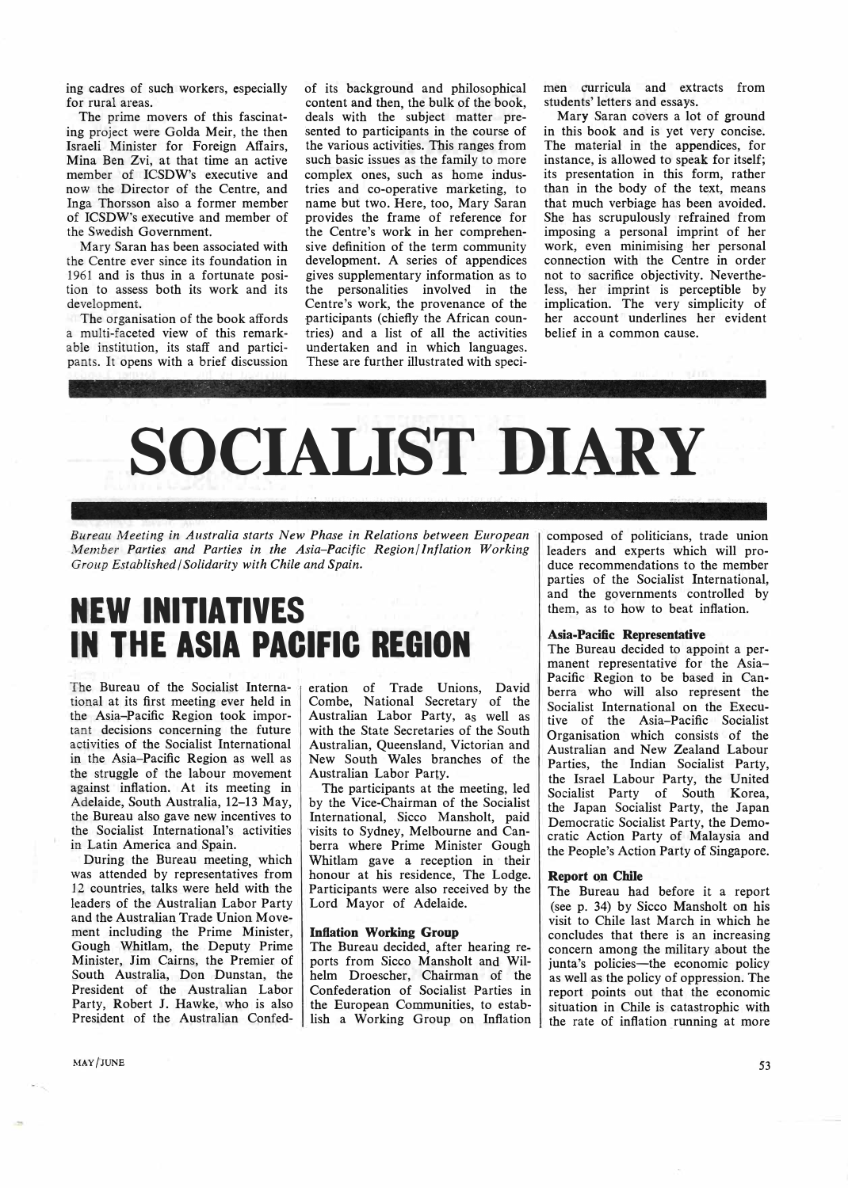ing cadres of such workers, especially for rural areas.

The prime movers of this fascinating project were Golda Meir, the then Israeli Minister for Foreign Affairs, Mina Ben Zvi, at that time an active member of ICSDW's executive and now the Director of the Centre, and Inga Thorsson also a former member of ICSDW's executive and member of the Swedish Government.

Mary Saran has been associated with the Centre ever since its foundation in 1961 and is thus in a fortunate position to assess both its work and its development.

The organisation of the book affords a multi-faceted view of this remarkable institution, its staff and participants. It opens with a brief discussion of its background and philosophical content and then, the bulk of the book, deals with the subject matter presented to participants in the course of the various activities. This ranges from such basic issues as the family to more complex ones, such as home industries and co-operative marketing, to name but two. Here, too, Mary Saran provides the frame of reference for the Centre's work in her comprehensive definition of the term community development. A series of appendices gives supplementary information as to the personalities involved in the Centre's work, the provenance of the participants (chiefly the African countries) and a list of all the activities undertaken and in which languages. These are further illustrated with specimen curricula and extracts from students' letters and essays.

Mary Saran covers a lot of ground in this book and is yet very concise. The material in the appendices, for instance, is allowed to speak for itself; its presentation in this form, rather than in the body of the text, means that much verbiage has been avoided. She has scrupulously refrained from imposing a personal imprint of her work, even minimising her personal connection with the Centre in order not to sacrifice objectivity. Nevertheless, her imprint is perceptible by implication. The very simplicity of her account underlines her evident belief in a common cause.

# SOCIALIST DIARY

*Bureau Meeting in Australia starts New Phase in Relations between European Member Parties and Parties in the Asia–Pacific Region/Inflation Working Group Established/Solidarity with Chile and Spain.*

## NEW INITIATIVES IN THE ASIA PACIFIC REGION

The Bureau of the Socialist International at its first meeting ever held in the Asia–Pacific Region took important decisions concerning the future activities of the Socialist International in the Asia–Pacific Region as well as the struggle of the labour movement against inflation. At its meeting in Adelaide, South Australia, 12–13 May, the Bureau also gave new incentives to the Socialist International's activities in Latin America and Spain.

During the Bureau meeting, which was attended by representatives from 12 countries, talks were held with the leaders of the Australian Labor Party and the Australian Trade Union Movement including the Prime Minister, Gough Whitlam, the Deputy Prime Minister, Jim Cairns, the Premier of South Australia, Don Dunstan, the President of the Australian Labor Party, Robert J. Hawke, who is also President of the Australian Confederation of Trade Unions, David Combe, National Secretary of the Australian Labor Party, as well as with the State Secretaries of the South Australian, Queensland, Victorian and New South Wales branches of the Australian Labor Party.

The participants at the meeting, led by the Vice-Chairman of the Socialist International, Sicco Mansholt, paid visits to Sydney, Melbourne and Canberra where Prime Minister Gough Whitlam gave a reception in their honour at his residence, The Lodge. Participants were also received by the Lord Mayor of Adelaide.

### Inflation Working Group

The Bureau decided, after hearing reports from Sicco Mansholt and Wilhelm Droescher, Chairman of the Confederation of Socialist Parties in the European Communities, to establish a Working Group on Inflation composed of politicians, trade union leaders and experts which will produce recommendations to the member parties of the Socialist International, and the governments controlled by them, as to how to beat inflation.

### Asia-Pacific Representative

The Bureau decided to appoint a permanent representative for the Asia–Pacific Region to be based in Canberra who will also represent the Socialist International on the Executive of the Asia–Pacific Socialist Organisation which consists of the Australian and New Zealand Labour Parties, the Indian Socialist Party, the Israel Labour Party, the United Socialist Party of South Korea, the Japan Socialist Party, the Japan Democratic Socialist Party, the Democratic Action Party of Malaysia and the People's Action Party of Singapore.

### Report on Chile

The Bureau had before it a report (see p. 34) by Sicco Mansholt on his visit to Chile last March in which he concludes that there is an increasing concern among the military about the junta's policies—the economic policy as well as the policy of oppression. The report points out that the economic situation in Chile is catastrophic with the rate of inflation running at more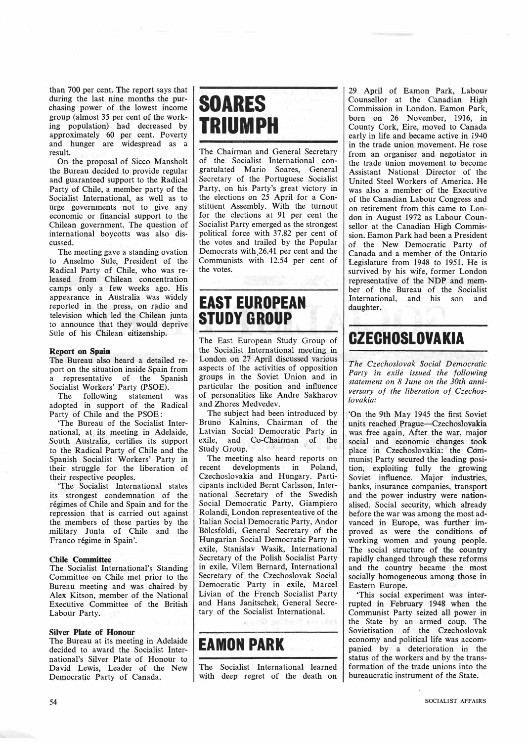than 700 per cent. The report says that during the last nine months the purchasing power of the lowest income group (almost 35 per cent of the working population) had decreased by approximately 60 per cent. Poverty and hunger are widespread as a result.

On the proposal of Sicco Mansholt the Bureau decided to provide regular and guaranteed support to the Radical Party of Chile, a member party of the Socialist International, as well as to urge governments not to give any economic or financial support to the Chilean government. The question of international boycotts was also discussed.

The meeting gave a standing ovation to Anselmo Sule, President of the Radical Party of Chile, who was released from Chilean concentration camps only a few weeks ago. His appearance in Australia was widely reported in the press, on radio and television which led the Chilean junta to announce that they would deprive Sule of his Chilean citizenship.

**Report on Spain**

The Bureau also heard a detailed report on the situation inside Spain from a representative of the Spanish Socialist Workers' Party (PSOE).

The following statement was adopted in support of the Radical Party of Chile and the PSOE:

'The Bureau of the Socialist International, at its meeting in Adelaide, South Australia, certifies its support to the Radical Party of Chile and the Spanish Socialist Workers' Party in their struggle for the liberation of their respective peoples.

'The Socialist International states its strongest condemnation of the régimes of Chile and Spain and for the repression that is carried out against the members of these parties by the military Junta of Chile and the Franco régime in Spain'.

**Chile Committee**

The Socialist International's Standing Committee on Chile met prior to the Bureau meeting and was chaired by Alex Kitson, member of the National Executive Committee of the British Labour Party.

**Silver Plate of Honour**

The Bureau at its meeting in Adelaide decided to award the Socialist International's Silver Plate of Honour to David Lewis, Leader of the New Democratic Party of Canada.

## SOARES TRIUMPH

The Chairman and General Secretary of the Socialist International congratulated Mario Soares, General Secretary of the Portuguese Socialist Party, on his Party's great victory in the elections on 25 April for a Constituent Assembly. With the turnout for the elections at 91 per cent the Socialist Party emerged as the strongest political force with 37.82 per cent of the votes and trailed by the Popular Democrats with 26.41 per cent and the Communists with 12.54 per cent of the votes.

## EAST EUROPEAN STUDY GROUP

The East European Study Group of the Socialist International meeting in London on 27 April discussed various aspects of the activities of opposition groups in the Soviet Union and in particular the position and influence of personalities like Andre Sakharov and Zhores Medvedev.

The subject had been introduced by Bruno Kalnins, Chairman of the Latvian Social Democratic Party in exile, and Co-Chairman of the Study Group.

The meeting also heard reports on recent developments in Poland, Czechoslovakia and Hungary. Participants included Bernt Carlsson, International Secretary of the Swedish Social Democratic Party, Giampiero Rolandi, London representeative of the Italian Social Democratic Party, Andor Bölcsföldi, General Secretary of the Hungarian Social Democratic Party in exile, Stanislav Wasik, International Secretary of the Polish Socialist Party in exile, Vilem Bernard, International Secretary of the Czechoslovak Social Democratic Party in exile, Marcel Livian of the French Socialist Party and Hans Janitschek, General Secretary of the Socialist International.

## EAMON PARK

The Socialist International learned with deep regret of the death on 29 April of Eamon Park, Labour Counsellor at the Canadian High Commission in London. Eamon Park, born on 26 November, 1916, in County Cork, Eire, moved to Canada early in life and became active in 1940 in the trade union movement. He rose from an organiser and negotiator in the trade union movement to become Assistant National Director of the United Steel Workers of America. He was also a member of the Executive of the Canadian Labour Congress and on retirement from this came to London in August 1972 as Labour Counsellor at the Canadian High Commission. Eamon Park had been a President of the New Democratic Party of Canada and a member of the Ontario Legislature from 1948 to 1951. He is survived by his wife, former London representative of the NDP and member of the Bureau of the Socialist International, and his son and daughter.

## CZECHOSLOVAKIA

*The Czechoslovak Social Democratic Party in exile issued the following statement on 8 June on the 30th anniversary of the liberation of Czechoslovakia:*

'On the 9th May 1945 the first Soviet units reached Prague—Czechoslovakia was free again. After the war, major social and economic changes took place in Czechoslovakia: the Communist Party secured the leading position, exploiting fully the growing Soviet influence. Major industries, banks, insurance companies, transport and the power industry were nationalised. Social security, which already before the war was among the most advanced in Europe, was further improved as were the conditions of working women and young people. The social structure of the country rapidly changed through these reforms and the country became the most socially homogeneous among those in Eastern Europe.

'This social experiment was interrupted in February 1948 when the Communist Party seized all power in the State by an armed coup. The Sovietisation of the Czechoslovak economy and political life was accompanied by a deterioration in the status of the workers and by the transformation of the trade unions into the bureaucratic instrument of the State.